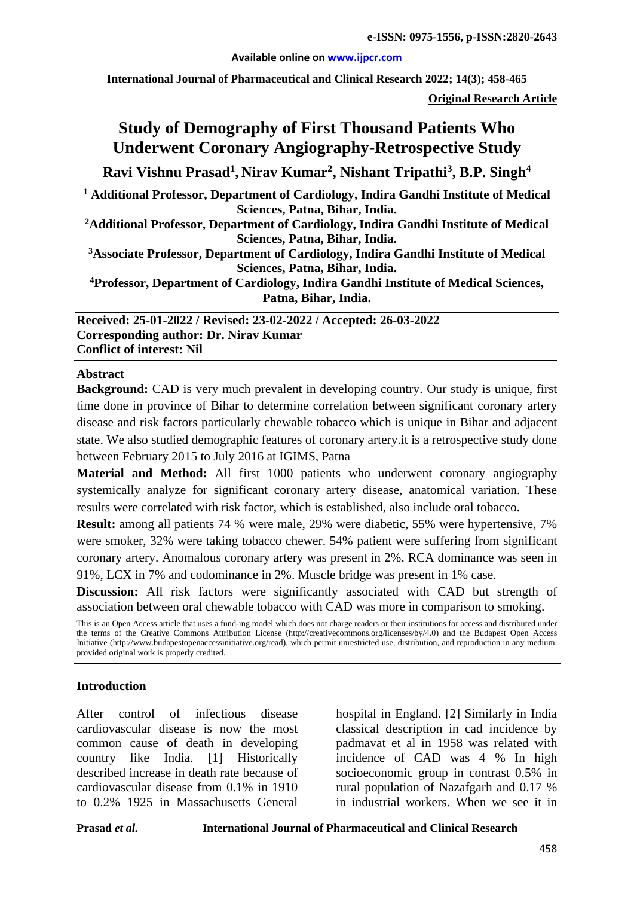**Original Research Article**

# Study of Demography of First Thousand Patients Who Underwent Coronary Angiography-Retrospective Study

**Ravi Vishnu Prasad[1], Nirav Kumar[2], Nishant Tripathi[3], B.P. Singh[4]**

[1] Additional Professor, Department of Cardiology, Indira Gandhi Institute of Medical Sciences, Patna, Bihar, India.

[2] Additional Professor, Department of Cardiology, Indira Gandhi Institute of Medical Sciences, Patna, Bihar, India.

[3] Associate Professor, Department of Cardiology, Indira Gandhi Institute of Medical Sciences, Patna, Bihar, India.

[4] Professor, Department of Cardiology, Indira Gandhi Institute of Medical Sciences, Patna, Bihar, India.

**Received: 25-01-2022 / Revised: 23-02-2022 / Accepted: 26-03-2022**
**Corresponding author: Dr. Nirav Kumar**
**Conflict of interest: Nil**

## Abstract

**Background:** CAD is very much prevalent in developing country. Our study is unique, first time done in province of Bihar to determine correlation between significant coronary artery disease and risk factors particularly chewable tobacco which is unique in Bihar and adjacent state. We also studied demographic features of coronary artery.it is a retrospective study done between February 2015 to July 2016 at IGIMS, Patna

**Material and Method:** All first 1000 patients who underwent coronary angiography systemically analyze for significant coronary artery disease, anatomical variation. These results were correlated with risk factor, which is established, also include oral tobacco.

**Result:** among all patients 74 % were male, 29% were diabetic, 55% were hypertensive, 7% were smoker, 32% were taking tobacco chewer. 54% patient were suffering from significant coronary artery. Anomalous coronary artery was present in 2%. RCA dominance was seen in 91%, LCX in 7% and codominance in 2%. Muscle bridge was present in 1% case.

**Discussion:** All risk factors were significantly associated with CAD but strength of association between oral chewable tobacco with CAD was more in comparison to smoking.

This is an Open Access article that uses a fund-ing model which does not charge readers or their institutions for access and distributed under the terms of the Creative Commons Attribution License (http://creativecommons.org/licenses/by/4.0) and the Budapest Open Access Initiative (http://www.budapestopenaccessinitiative.org/read), which permit unrestricted use, distribution, and reproduction in any medium, provided original work is properly credited.

## Introduction

After control of infectious disease cardiovascular disease is now the most common cause of death in developing country like India. [1] Historically described increase in death rate because of cardiovascular disease from 0.1% in 1910 to 0.2% 1925 in Massachusetts General hospital in England. [2] Similarly in India classical description in cad incidence by padmavat et al in 1958 was related with incidence of CAD was 4 % In high socioeconomic group in contrast 0.5% in rural population of Nazafgarh and 0.17 % in industrial workers. When we see it in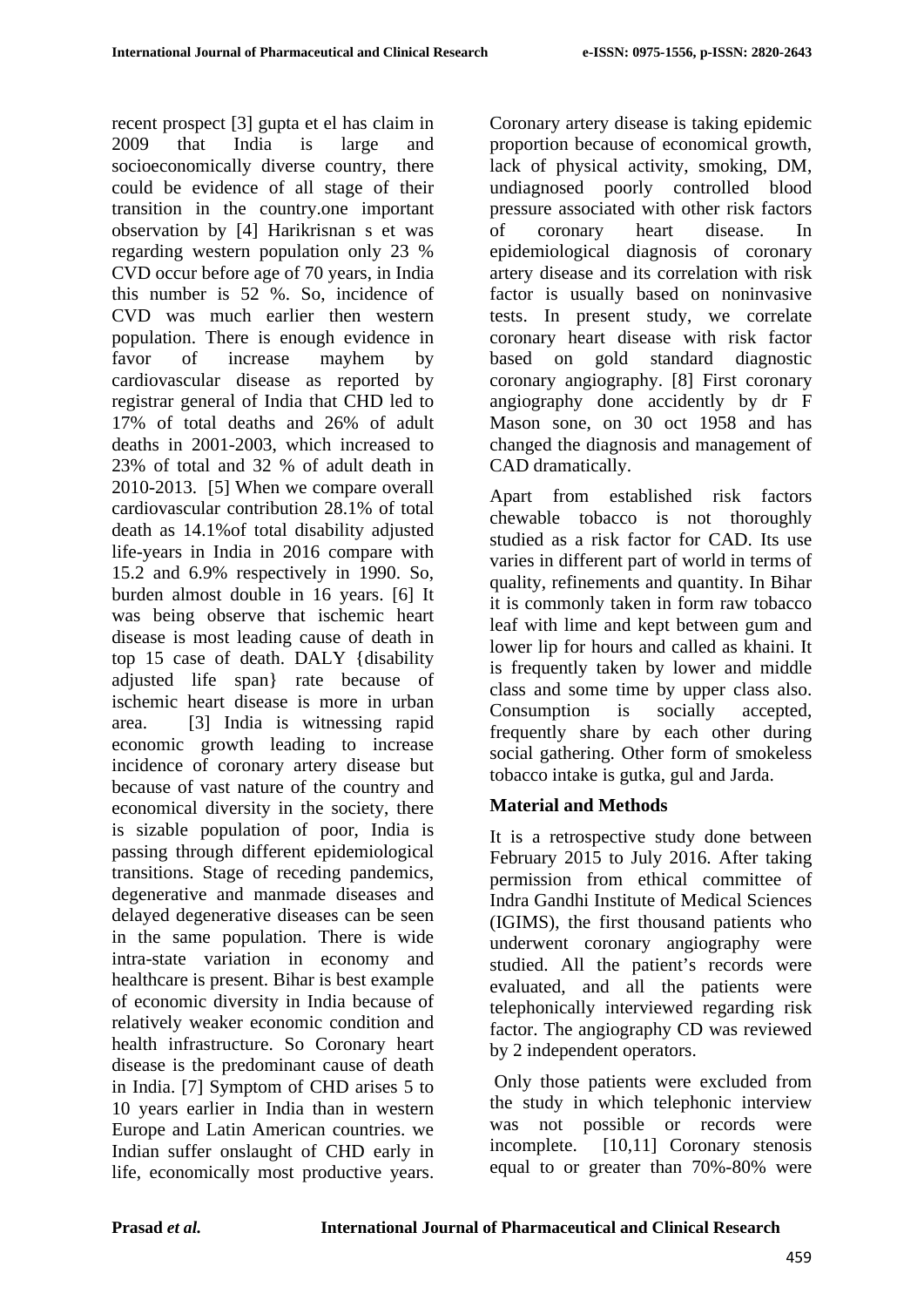recent prospect [3] gupta et el has claim in 2009 that India is large and socioeconomically diverse country, there could be evidence of all stage of their transition in the country.one important observation by [4] Harikrisnan s et was regarding western population only 23 % CVD occur before age of 70 years, in India this number is 52 %. So, incidence of CVD was much earlier then western population. There is enough evidence in favor of increase mayhem by cardiovascular disease as reported by registrar general of India that CHD led to 17% of total deaths and 26% of adult deaths in 2001-2003, which increased to 23% of total and 32 % of adult death in 2010-2013. [5] When we compare overall cardiovascular contribution 28.1% of total death as 14.1%of total disability adjusted life-years in India in 2016 compare with 15.2 and 6.9% respectively in 1990. So, burden almost double in 16 years. [6] It was being observe that ischemic heart disease is most leading cause of death in top 15 case of death. DALY {disability adjusted life span} rate because of ischemic heart disease is more in urban area. [3] India is witnessing rapid economic growth leading to increase incidence of coronary artery disease but because of vast nature of the country and economical diversity in the society, there is sizable population of poor, India is passing through different epidemiological transitions. Stage of receding pandemics, degenerative and manmade diseases and delayed degenerative diseases can be seen in the same population. There is wide intra-state variation in economy and healthcare is present. Bihar is best example of economic diversity in India because of relatively weaker economic condition and health infrastructure. So Coronary heart disease is the predominant cause of death in India. [7] Symptom of CHD arises 5 to 10 years earlier in India than in western Europe and Latin American countries. we Indian suffer onslaught of CHD early in life, economically most productive years. Coronary artery disease is taking epidemic proportion because of economical growth, lack of physical activity, smoking, DM, undiagnosed poorly controlled blood pressure associated with other risk factors of coronary heart disease. In epidemiological diagnosis of coronary artery disease and its correlation with risk factor is usually based on noninvasive tests. In present study, we correlate coronary heart disease with risk factor based on gold standard diagnostic coronary angiography. [8] First coronary angiography done accidently by dr F Mason sone, on 30 oct 1958 and has changed the diagnosis and management of CAD dramatically.

Apart from established risk factors chewable tobacco is not thoroughly studied as a risk factor for CAD. Its use varies in different part of world in terms of quality, refinements and quantity. In Bihar it is commonly taken in form raw tobacco leaf with lime and kept between gum and lower lip for hours and called as khaini. It is frequently taken by lower and middle class and some time by upper class also. Consumption is socially accepted, frequently share by each other during social gathering. Other form of smokeless tobacco intake is gutka, gul and Jarda.

## Material and Methods

It is a retrospective study done between February 2015 to July 2016. After taking permission from ethical committee of Indra Gandhi Institute of Medical Sciences (IGIMS), the first thousand patients who underwent coronary angiography were studied. All the patient's records were evaluated, and all the patients were telephonically interviewed regarding risk factor. The angiography CD was reviewed by 2 independent operators.

Only those patients were excluded from the study in which telephonic interview was not possible or records were incomplete. [10,11] Coronary stenosis equal to or greater than 70%-80% were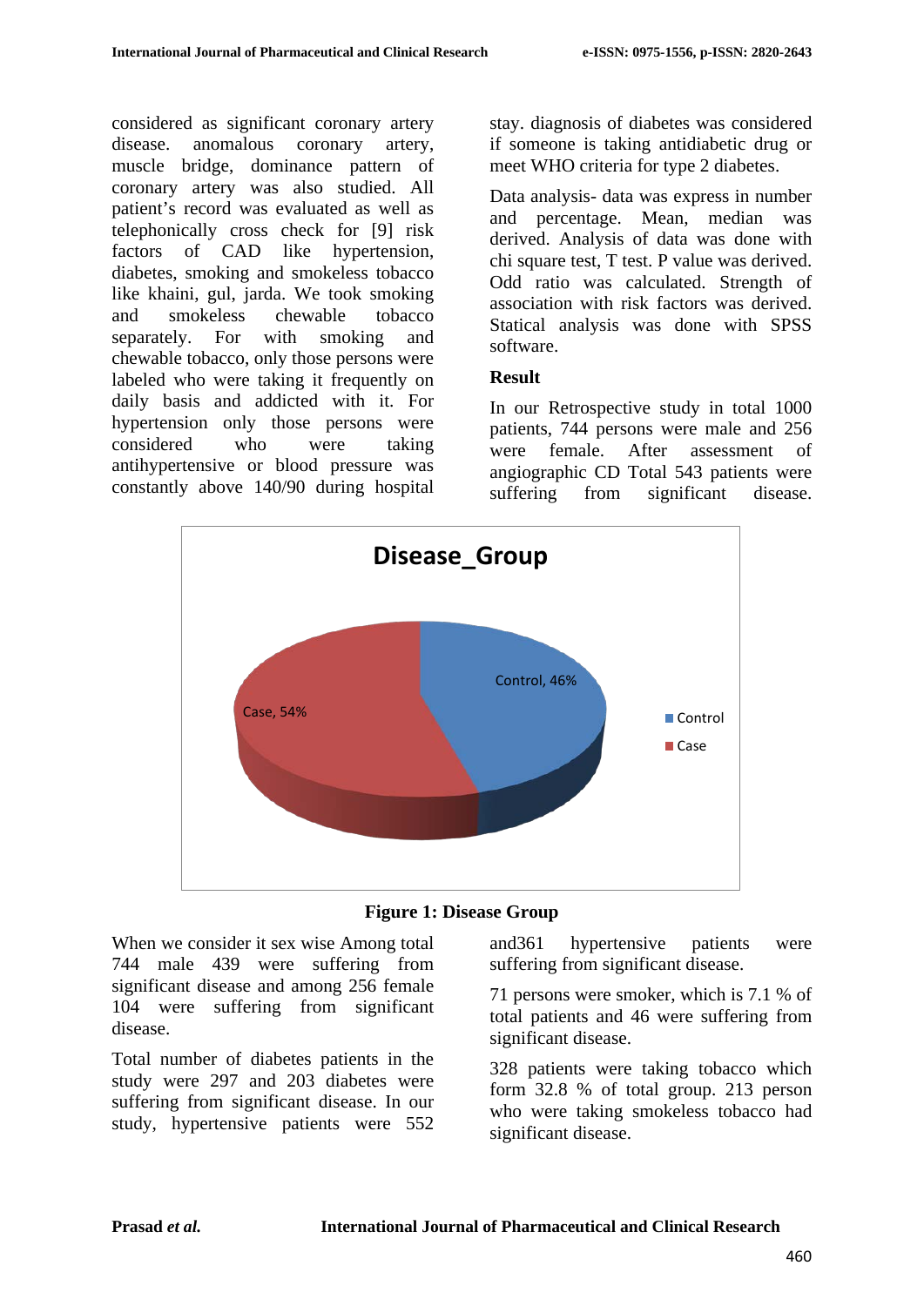considered as significant coronary artery disease. anomalous coronary artery, muscle bridge, dominance pattern of coronary artery was also studied. All patient's record was evaluated as well as telephonically cross check for [9] risk factors of CAD like hypertension, diabetes, smoking and smokeless tobacco like khaini, gul, jarda. We took smoking and smokeless chewable tobacco separately. For with smoking and chewable tobacco, only those persons were labeled who were taking it frequently on daily basis and addicted with it. For hypertension only those persons were considered who were taking antihypertensive or blood pressure was constantly above 140/90 during hospital stay. diagnosis of diabetes was considered if someone is taking antidiabetic drug or meet WHO criteria for type 2 diabetes.

Data analysis- data was express in number and percentage. Mean, median was derived. Analysis of data was done with chi square test, T test. P value was derived. Odd ratio was calculated. Strength of association with risk factors was derived. Statical analysis was done with SPSS software.

## Result

In our Retrospective study in total 1000 patients, 744 persons were male and 256 were female. After assessment of angiographic CD Total 543 patients were suffering from significant disease.

**Figure 1: Disease Group**

When we consider it sex wise Among total 744 male 439 were suffering from significant disease and among 256 female 104 were suffering from significant disease.

Total number of diabetes patients in the study were 297 and 203 diabetes were suffering from significant disease. In our study, hypertensive patients were 552 and361 hypertensive patients were suffering from significant disease.

71 persons were smoker, which is 7.1 % of total patients and 46 were suffering from significant disease.

328 patients were taking tobacco which form 32.8 % of total group. 213 person who were taking smokeless tobacco had significant disease.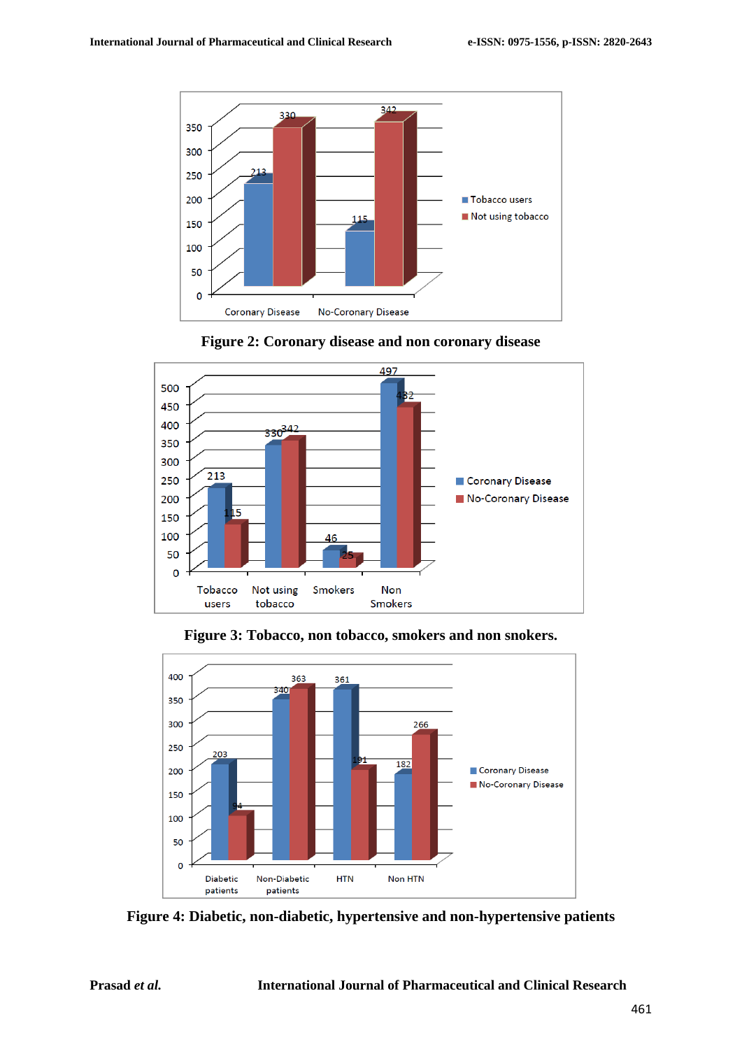Figure 2: Coronary disease and non coronary disease

Figure 3: Tobacco, non tobacco, smokers and non snokers.

Figure 4: Diabetic, non-diabetic, hypertensive and non-hypertensive patients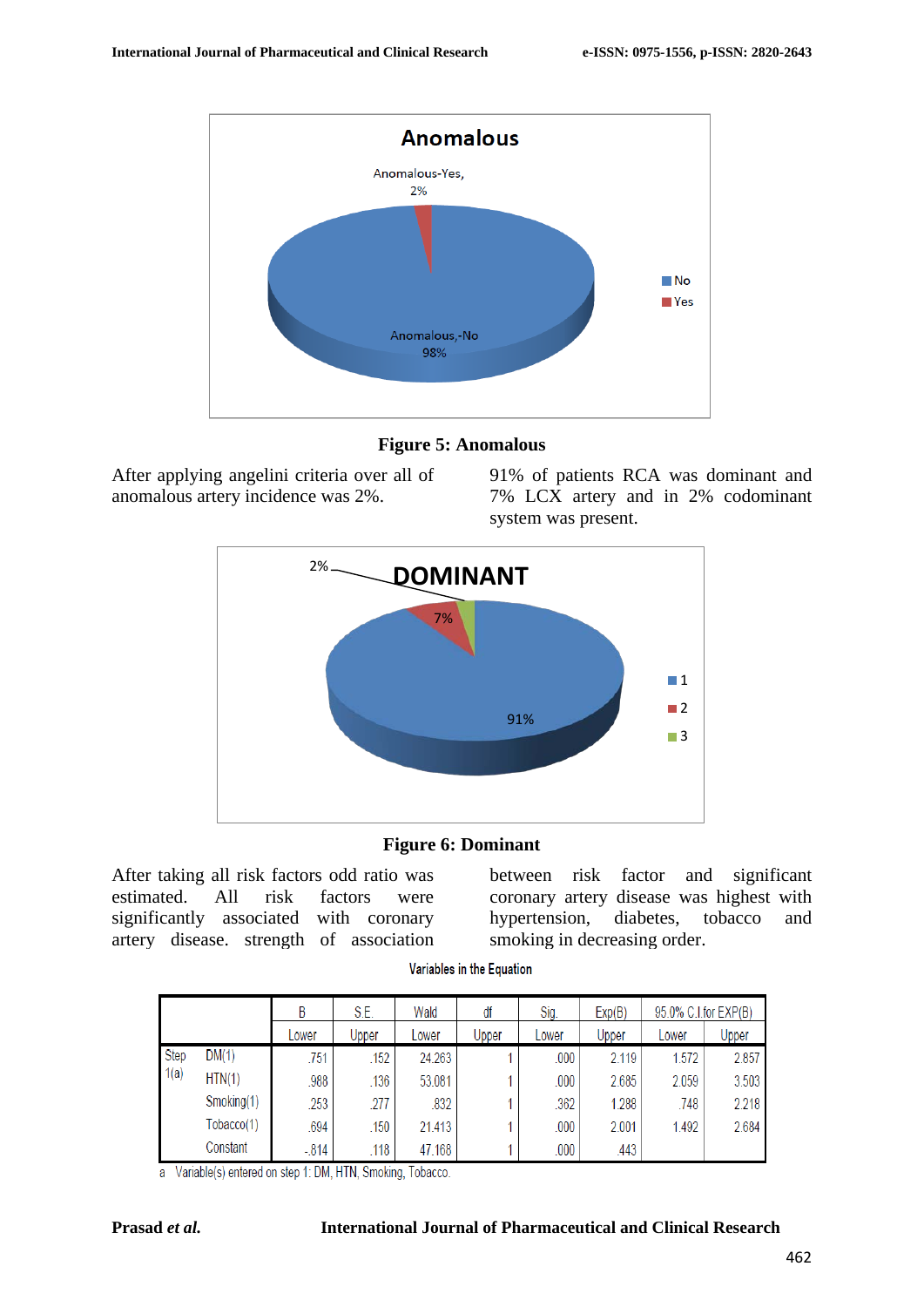**Figure 5: Anomalous**

After applying angelini criteria over all of anomalous artery incidence was 2%.

91% of patients RCA was dominant and 7% LCX artery and in 2% codominant system was present.

**Figure 6: Dominant**

After taking all risk factors odd ratio was estimated. All risk factors were significantly associated with coronary artery disease. strength of association between risk factor and significant coronary artery disease was highest with hypertension, diabetes, tobacco and smoking in decreasing order.

Variables in the Equation

| | | B | S.E. | Wald | df | Sig. | Exp(B) | 95.0% C.I.for EXP(B) | |
|---|---|---|---|---|---|---|---|---|---|
| | | Lower | Upper | Lower | Upper | Lower | Upper | Lower | Upper |
| Step 1(a) | DM(1) | .751 | .152 | 24.263 | 1 | .000 | 2.119 | 1.572 | 2.857 |
| | HTN(1) | .988 | .136 | 53.081 | 1 | .000 | 2.685 | 2.059 | 3.503 |
| | Smoking(1) | .253 | .277 | .832 | 1 | .362 | 1.288 | .748 | 2.218 |
| | Tobacco(1) | .694 | .150 | 21.413 | 1 | .000 | 2.001 | 1.492 | 2.684 |
| | Constant | -.814 | .118 | 47.168 | 1 | .000 | .443 | | |

a Variable(s) entered on step 1: DM, HTN, Smoking, Tobacco.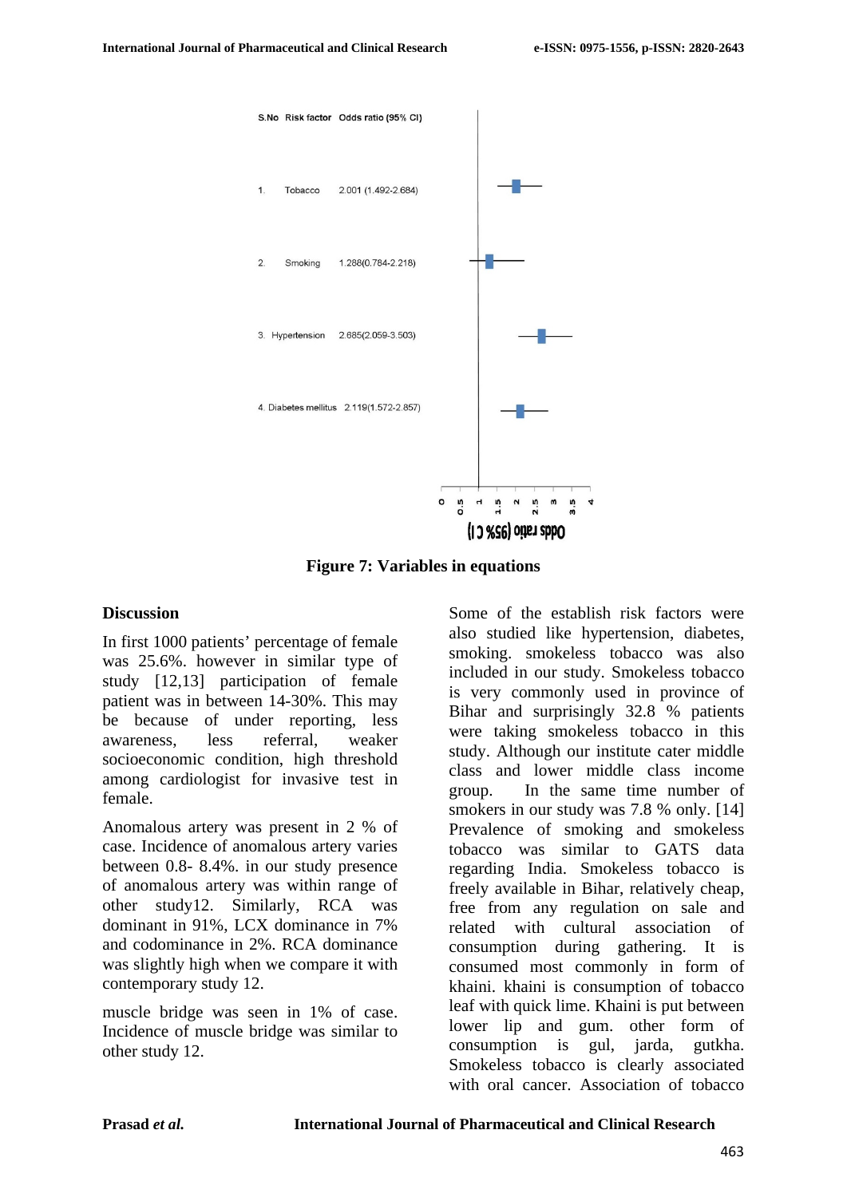| S.No | Risk factor | Odds ratio (95% CI) |
|---|---|---|
| 1. | Tobacco | 2.001 (1.492-2.684) |
| 2. | Smoking | 1.288(0.784-2.218) |
| 3. | Hypertension | 2.685(2.059-3.503) |
| 4. | Diabetes mellitus | 2.119(1.572-2.857) |

Odds ratio (95% CI)

**Figure 7: Variables in equations**

## Discussion

In first 1000 patients' percentage of female was 25.6%. however in similar type of study [12,13] participation of female patient was in between 14-30%. This may be because of under reporting, less awareness, less referral, weaker socioeconomic condition, high threshold among cardiologist for invasive test in female.

Anomalous artery was present in 2 % of case. Incidence of anomalous artery varies between 0.8- 8.4%. in our study presence of anomalous artery was within range of other study12. Similarly, RCA was dominant in 91%, LCX dominance in 7% and codominance in 2%. RCA dominance was slightly high when we compare it with contemporary study 12.

muscle bridge was seen in 1% of case. Incidence of muscle bridge was similar to other study 12.

Some of the establish risk factors were also studied like hypertension, diabetes, smoking. smokeless tobacco was also included in our study. Smokeless tobacco is very commonly used in province of Bihar and surprisingly 32.8 % patients were taking smokeless tobacco in this study. Although our institute cater middle class and lower middle class income group. In the same time number of smokers in our study was 7.8 % only. [14] Prevalence of smoking and smokeless tobacco was similar to GATS data regarding India. Smokeless tobacco is freely available in Bihar, relatively cheap, free from any regulation on sale and related with cultural association of consumption during gathering. It is consumed most commonly in form of khaini. khaini is consumption of tobacco leaf with quick lime. Khaini is put between lower lip and gum. other form of consumption is gul, jarda, gutkha. Smokeless tobacco is clearly associated with oral cancer. Association of tobacco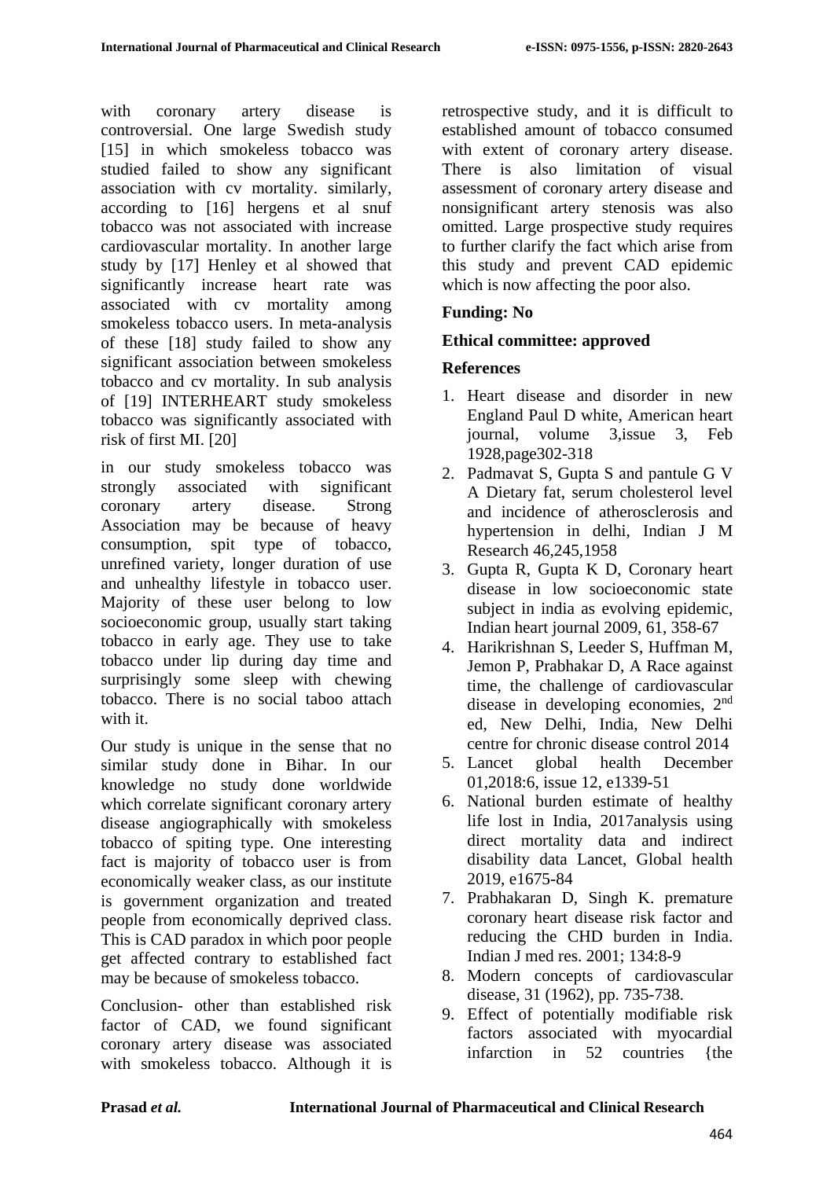with coronary artery disease is controversial. One large Swedish study [15] in which smokeless tobacco was studied failed to show any significant association with cv mortality. similarly, according to [16] hergens et al snuf tobacco was not associated with increase cardiovascular mortality. In another large study by [17] Henley et al showed that significantly increase heart rate was associated with cv mortality among smokeless tobacco users. In meta-analysis of these [18] study failed to show any significant association between smokeless tobacco and cv mortality. In sub analysis of [19] INTERHEART study smokeless tobacco was significantly associated with risk of first MI. [20]

in our study smokeless tobacco was strongly associated with significant coronary artery disease. Strong Association may be because of heavy consumption, spit type of tobacco, unrefined variety, longer duration of use and unhealthy lifestyle in tobacco user. Majority of these user belong to low socioeconomic group, usually start taking tobacco in early age. They use to take tobacco under lip during day time and surprisingly some sleep with chewing tobacco. There is no social taboo attach with it.

Our study is unique in the sense that no similar study done in Bihar. In our knowledge no study done worldwide which correlate significant coronary artery disease angiographically with smokeless tobacco of spiting type. One interesting fact is majority of tobacco user is from economically weaker class, as our institute is government organization and treated people from economically deprived class. This is CAD paradox in which poor people get affected contrary to established fact may be because of smokeless tobacco.

Conclusion- other than established risk factor of CAD, we found significant coronary artery disease was associated with smokeless tobacco. Although it is retrospective study, and it is difficult to established amount of tobacco consumed with extent of coronary artery disease. There is also limitation of visual assessment of coronary artery disease and nonsignificant artery stenosis was also omitted. Large prospective study requires to further clarify the fact which arise from this study and prevent CAD epidemic which is now affecting the poor also.

**Funding: No**

**Ethical committee: approved**

**References**

1. Heart disease and disorder in new England Paul D white, American heart journal, volume 3,issue 3, Feb 1928,page302-318
2. Padmavat S, Gupta S and pantule G V A Dietary fat, serum cholesterol level and incidence of atherosclerosis and hypertension in delhi, Indian J M Research 46,245,1958
3. Gupta R, Gupta K D, Coronary heart disease in low socioeconomic state subject in india as evolving epidemic, Indian heart journal 2009, 61, 358-67
4. Harikrishnan S, Leeder S, Huffman M, Jemon P, Prabhakar D, A Race against time, the challenge of cardiovascular disease in developing economies, 2nd ed, New Delhi, India, New Delhi centre for chronic disease control 2014
5. Lancet global health December 01,2018:6, issue 12, e1339-51
6. National burden estimate of healthy life lost in India, 2017analysis using direct mortality data and indirect disability data Lancet, Global health 2019, e1675-84
7. Prabhakaran D, Singh K. premature coronary heart disease risk factor and reducing the CHD burden in India. Indian J med res. 2001; 134:8-9
8. Modern concepts of cardiovascular disease, 31 (1962), pp. 735-738.
9. Effect of potentially modifiable risk factors associated with myocardial infarction in 52 countries {the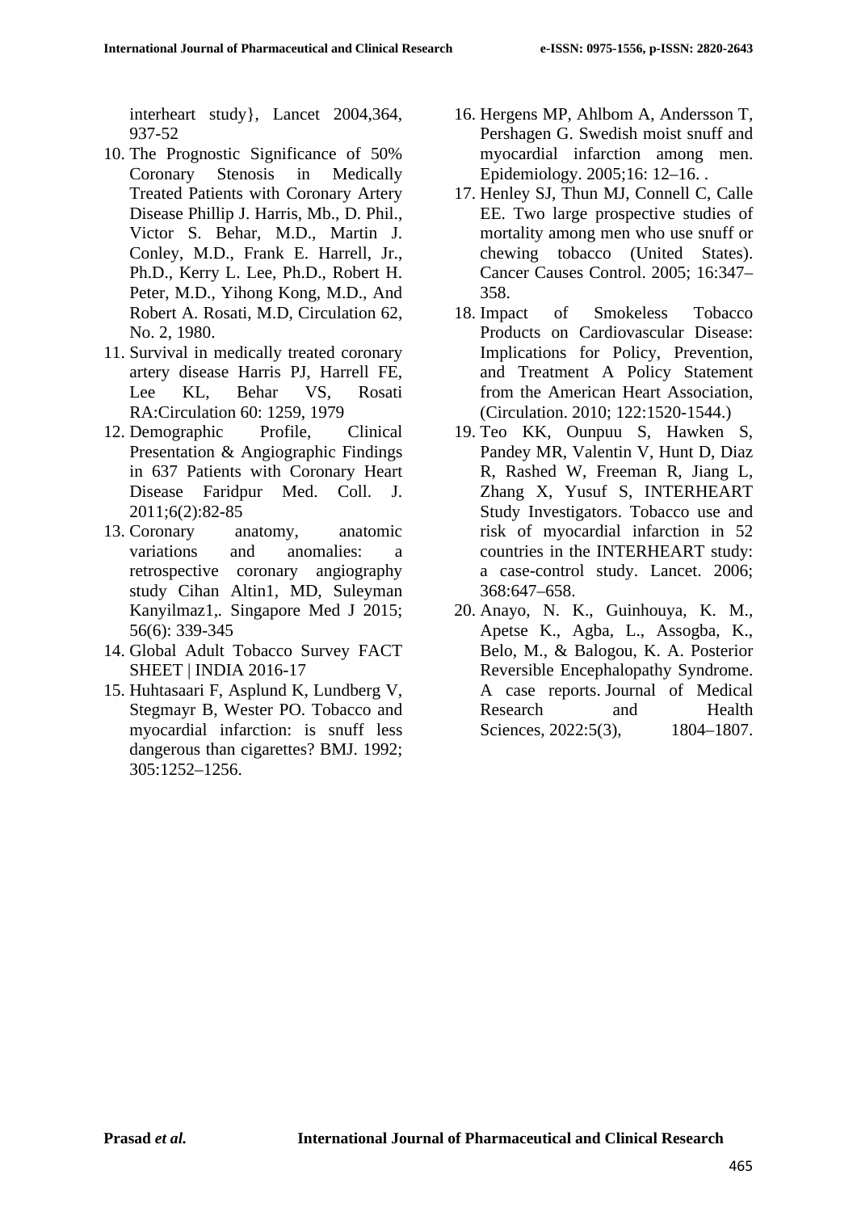interheart study}, Lancet 2004,364, 937-52

10. The Prognostic Significance of 50% Coronary Stenosis in Medically Treated Patients with Coronary Artery Disease Phillip J. Harris, Mb., D. Phil., Victor S. Behar, M.D., Martin J. Conley, M.D., Frank E. Harrell, Jr., Ph.D., Kerry L. Lee, Ph.D., Robert H. Peter, M.D., Yihong Kong, M.D., And Robert A. Rosati, M.D, Circulation 62, No. 2, 1980.
11. Survival in medically treated coronary artery disease Harris PJ, Harrell FE, Lee KL, Behar VS, Rosati RA:Circulation 60: 1259, 1979
12. Demographic Profile, Clinical Presentation & Angiographic Findings in 637 Patients with Coronary Heart Disease Faridpur Med. Coll. J. 2011;6(2):82-85
13. Coronary anatomy, anatomic variations and anomalies: a retrospective coronary angiography study Cihan Altin1, MD, Suleyman Kanyilmaz1,. Singapore Med J 2015; 56(6): 339-345
14. Global Adult Tobacco Survey FACT SHEET | INDIA 2016-17
15. Huhtasaari F, Asplund K, Lundberg V, Stegmayr B, Wester PO. Tobacco and myocardial infarction: is snuff less dangerous than cigarettes? BMJ. 1992; 305:1252–1256.
16. Hergens MP, Ahlbom A, Andersson T, Pershagen G. Swedish moist snuff and myocardial infarction among men. Epidemiology. 2005;16: 12–16. .
17. Henley SJ, Thun MJ, Connell C, Calle EE. Two large prospective studies of mortality among men who use snuff or chewing tobacco (United States). Cancer Causes Control. 2005; 16:347–358.
18. Impact of Smokeless Tobacco Products on Cardiovascular Disease: Implications for Policy, Prevention, and Treatment A Policy Statement from the American Heart Association, (Circulation. 2010; 122:1520-1544.)
19. Teo KK, Ounpuu S, Hawken S, Pandey MR, Valentin V, Hunt D, Diaz R, Rashed W, Freeman R, Jiang L, Zhang X, Yusuf S, INTERHEART Study Investigators. Tobacco use and risk of myocardial infarction in 52 countries in the INTERHEART study: a case-control study. Lancet. 2006; 368:647–658.
20. Anayo, N. K., Guinhouya, K. M., Apetse K., Agba, L., Assogba, K., Belo, M., & Balogou, K. A. Posterior Reversible Encephalopathy Syndrome. A case reports. Journal of Medical Research and Health Sciences, 2022:5(3), 1804–1807.